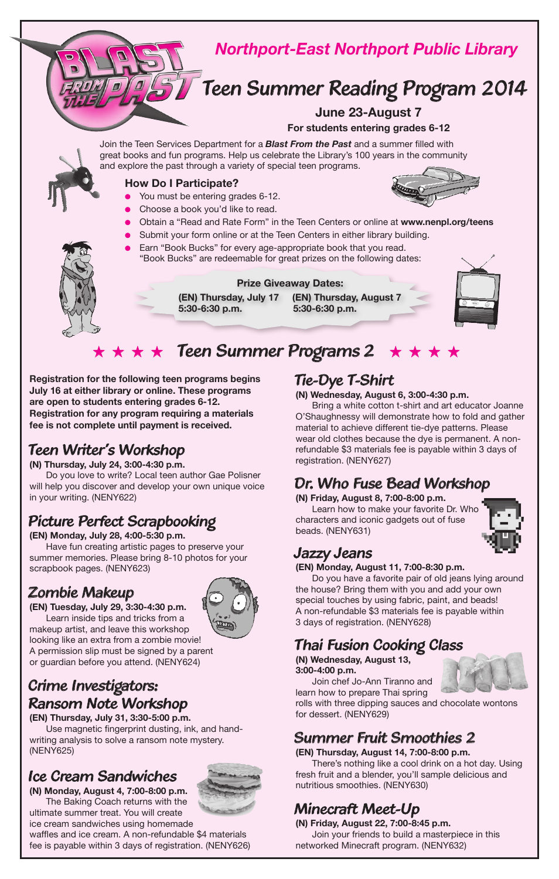# Northport-East Northport Public Library

## Blast From the Past — Teen Summer Reading Program 2014

**June 23-August 7**

**For students entering grades 6-12**

Join the Teen Services Department for a ***Blast From the Past*** and a summer filled with great books and fun programs. Help us celebrate the Library's 100 years in the community and explore the past through a variety of special teen programs.

### How Do I Participate?

- You must be entering grades 6-12.
- Choose a book you'd like to read.
- Obtain a "Read and Rate Form" in the Teen Centers or online at **www.nenpl.org/teens**
- Submit your form online or at the Teen Centers in either library building.
- Earn "Book Bucks" for every age-appropriate book that you read. "Book Bucks" are redeemable for great prizes on the following dates:

**Prize Giveaway Dates:**

**(EN) Thursday, July 17 5:30-6:30 p.m.**

**(EN) Thursday, August 7 5:30-6:30 p.m.**

## ★★★★ Teen Summer Programs 2 ★★★★

**Registration for the following teen programs begins July 16 at either library or online. These programs are open to students entering grades 6-12. Registration for any program requiring a materials fee is not complete until payment is received.**

### Teen Writer's Workshop

**(N) Thursday, July 24, 3:00-4:30 p.m.**

Do you love to write? Local teen author Gae Polisner will help you discover and develop your own unique voice in your writing. (NENY622)

### Picture Perfect Scrapbooking

**(EN) Monday, July 28, 4:00-5:30 p.m.**

Have fun creating artistic pages to preserve your summer memories. Please bring 8-10 photos for your scrapbook pages. (NENY623)

### Zombie Makeup

**(EN) Tuesday, July 29, 3:30-4:30 p.m.**

Learn inside tips and tricks from a makeup artist, and leave this workshop looking like an extra from a zombie movie! A permission slip must be signed by a parent or guardian before you attend. (NENY624)

### Crime Investigators: Ransom Note Workshop

**(EN) Thursday, July 31, 3:30-5:00 p.m.**

Use magnetic fingerprint dusting, ink, and handwriting analysis to solve a ransom note mystery. (NENY625)

### Ice Cream Sandwiches

**(N) Monday, August 4, 7:00-8:00 p.m.**

The Baking Coach returns with the ultimate summer treat. You will create ice cream sandwiches using homemade waffles and ice cream. A non-refundable $4 materials fee is payable within 3 days of registration. (NENY626)

### Tie-Dye T-Shirt

**(N) Wednesday, August 6, 3:00-4:30 p.m.**

Bring a white cotton t-shirt and art educator Joanne O'Shaughnessy will demonstrate how to fold and gather material to achieve different tie-dye patterns. Please wear old clothes because the dye is permanent. A non-refundable $3 materials fee is payable within 3 days of registration. (NENY627)

### Dr. Who Fuse Bead Workshop

**(N) Friday, August 8, 7:00-8:00 p.m.**

Learn how to make your favorite Dr. Who characters and iconic gadgets out of fuse beads. (NENY631)

### Jazzy Jeans

**(EN) Monday, August 11, 7:00-8:30 p.m.**

Do you have a favorite pair of old jeans lying around the house? Bring them with you and add your own special touches by using fabric, paint, and beads! A non-refundable $3 materials fee is payable within 3 days of registration. (NENY628)

### Thai Fusion Cooking Class

**(N) Wednesday, August 13, 3:00-4:00 p.m.**

Join chef Jo-Ann Tiranno and learn how to prepare Thai spring rolls with three dipping sauces and chocolate wontons for dessert. (NENY629)

### Summer Fruit Smoothies 2

**(EN) Thursday, August 14, 7:00-8:00 p.m.**

There's nothing like a cool drink on a hot day. Using fresh fruit and a blender, you'll sample delicious and nutritious smoothies. (NENY630)

### Minecraft Meet-Up

**(N) Friday, August 22, 7:00-8:45 p.m.**

Join your friends to build a masterpiece in this networked Minecraft program. (NENY632)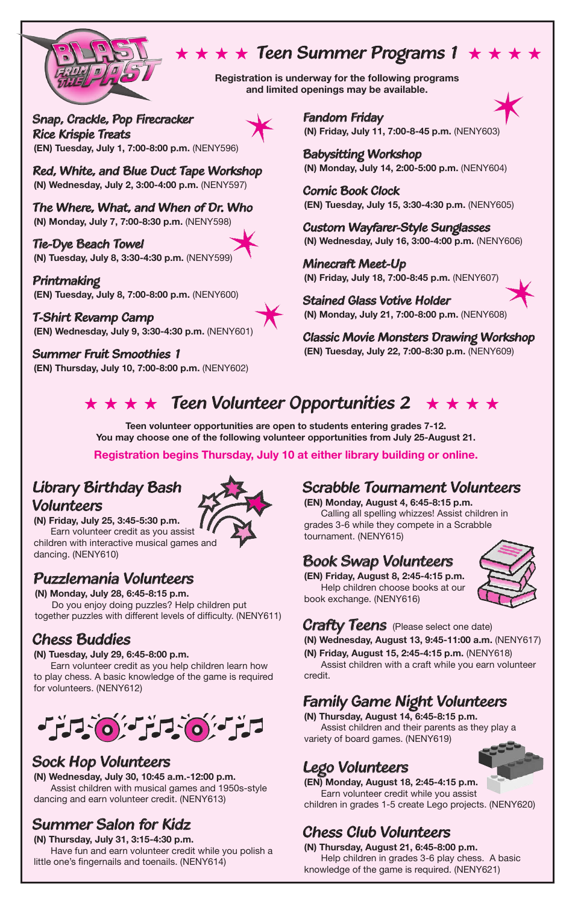# Teen Summer Programs 1

BLAST FROM THE PAST

**Registration is underway for the following programs and limited openings may be available.**

### Snap, Crackle, Pop Firecracker Rice Krispie Treats
**(EN) Tuesday, July 1, 7:00-8:00 p.m.** (NENY596)

### Red, White, and Blue Duct Tape Workshop
**(N) Wednesday, July 2, 3:00-4:00 p.m.** (NENY597)

### The Where, What, and When of Dr. Who
**(N) Monday, July 7, 7:00-8:30 p.m.** (NENY598)

### Tie-Dye Beach Towel
**(N) Tuesday, July 8, 3:30-4:30 p.m.** (NENY599)

### Printmaking
**(EN) Tuesday, July 8, 7:00-8:00 p.m.** (NENY600)

### T-Shirt Revamp Camp
**(EN) Wednesday, July 9, 3:30-4:30 p.m.** (NENY601)

### Summer Fruit Smoothies 1
**(EN) Thursday, July 10, 7:00-8:00 p.m.** (NENY602)

### Fandom Friday
**(N) Friday, July 11, 7:00-8-45 p.m.** (NENY603)

### Babysitting Workshop
**(N) Monday, July 14, 2:00-5:00 p.m.** (NENY604)

### Comic Book Clock
**(EN) Tuesday, July 15, 3:30-4:30 p.m.** (NENY605)

### Custom Wayfarer-Style Sunglasses
**(N) Wednesday, July 16, 3:00-4:00 p.m.** (NENY606)

### Minecraft Meet-Up
**(N) Friday, July 18, 7:00-8:45 p.m.** (NENY607)

### Stained Glass Votive Holder
**(N) Monday, July 21, 7:00-8:00 p.m.** (NENY608)

### Classic Movie Monsters Drawing Workshop
**(EN) Tuesday, July 22, 7:00-8:30 p.m.** (NENY609)

# Teen Volunteer Opportunities 2

**Teen volunteer opportunities are open to students entering grades 7-12. You may choose one of the following volunteer opportunities from July 25-August 21.**

**Registration begins Thursday, July 10 at either library building or online.**

## Library Birthday Bash Volunteers
**(N) Friday, July 25, 3:45-5:30 p.m.**
Earn volunteer credit as you assist children with interactive musical games and dancing. (NENY610)

## Puzzlemania Volunteers
**(N) Monday, July 28, 6:45-8:15 p.m.**
Do you enjoy doing puzzles? Help children put together puzzles with different levels of difficulty. (NENY611)

## Chess Buddies
**(N) Tuesday, July 29, 6:45-8:00 p.m.**
Earn volunteer credit as you help children learn how to play chess. A basic knowledge of the game is required for volunteers. (NENY612)

## Sock Hop Volunteers
**(N) Wednesday, July 30, 10:45 a.m.-12:00 p.m.**
Assist children with musical games and 1950s-style dancing and earn volunteer credit. (NENY613)

## Summer Salon for Kidz
**(N) Thursday, July 31, 3:15-4:30 p.m.**
Have fun and earn volunteer credit while you polish a little one's fingernails and toenails. (NENY614)

## Scrabble Tournament Volunteers
**(EN) Monday, August 4, 6:45-8:15 p.m.**
Calling all spelling whizzes! Assist children in grades 3-6 while they compete in a Scrabble tournament. (NENY615)

## Book Swap Volunteers
**(EN) Friday, August 8, 2:45-4:15 p.m.**
Help children choose books at our book exchange. (NENY616)

## Crafty Teens (Please select one date)
**(N) Wednesday, August 13, 9:45-11:00 a.m.** (NENY617)
**(N) Friday, August 15, 2:45-4:15 p.m.** (NENY618)
Assist children with a craft while you earn volunteer credit.

## Family Game Night Volunteers
**(N) Thursday, August 14, 6:45-8:15 p.m.**
Assist children and their parents as they play a variety of board games. (NENY619)

## Lego Volunteers
**(EN) Monday, August 18, 2:45-4:15 p.m.**
Earn volunteer credit while you assist children in grades 1-5 create Lego projects. (NENY620)

## Chess Club Volunteers
**(N) Thursday, August 21, 6:45-8:00 p.m.**
Help children in grades 3-6 play chess. A basic knowledge of the game is required. (NENY621)